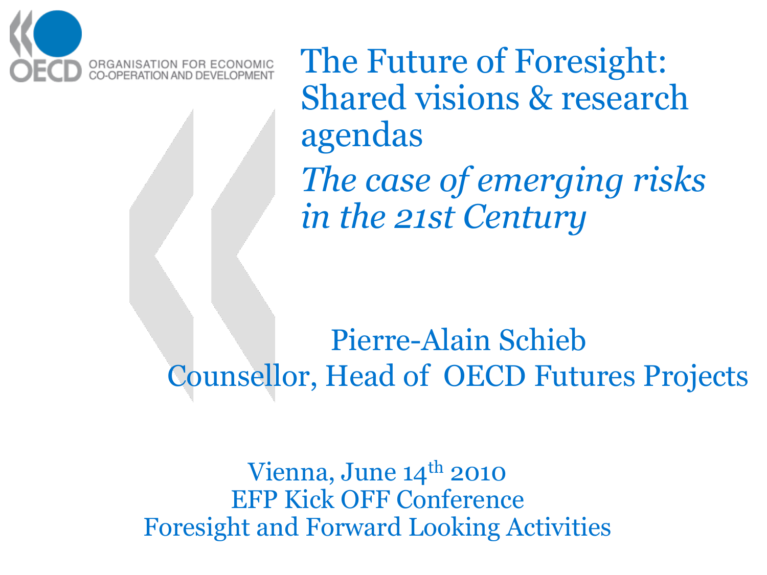# The Future of Foresight: Shared visions & research agendas

## *The case of emerging risks in the 21st Century*

Pierre-Alain Schieb
Counsellor, Head of OECD Futures Projects

Vienna, June 14th 2010
EFP Kick OFF Conference
Foresight and Forward Looking Activities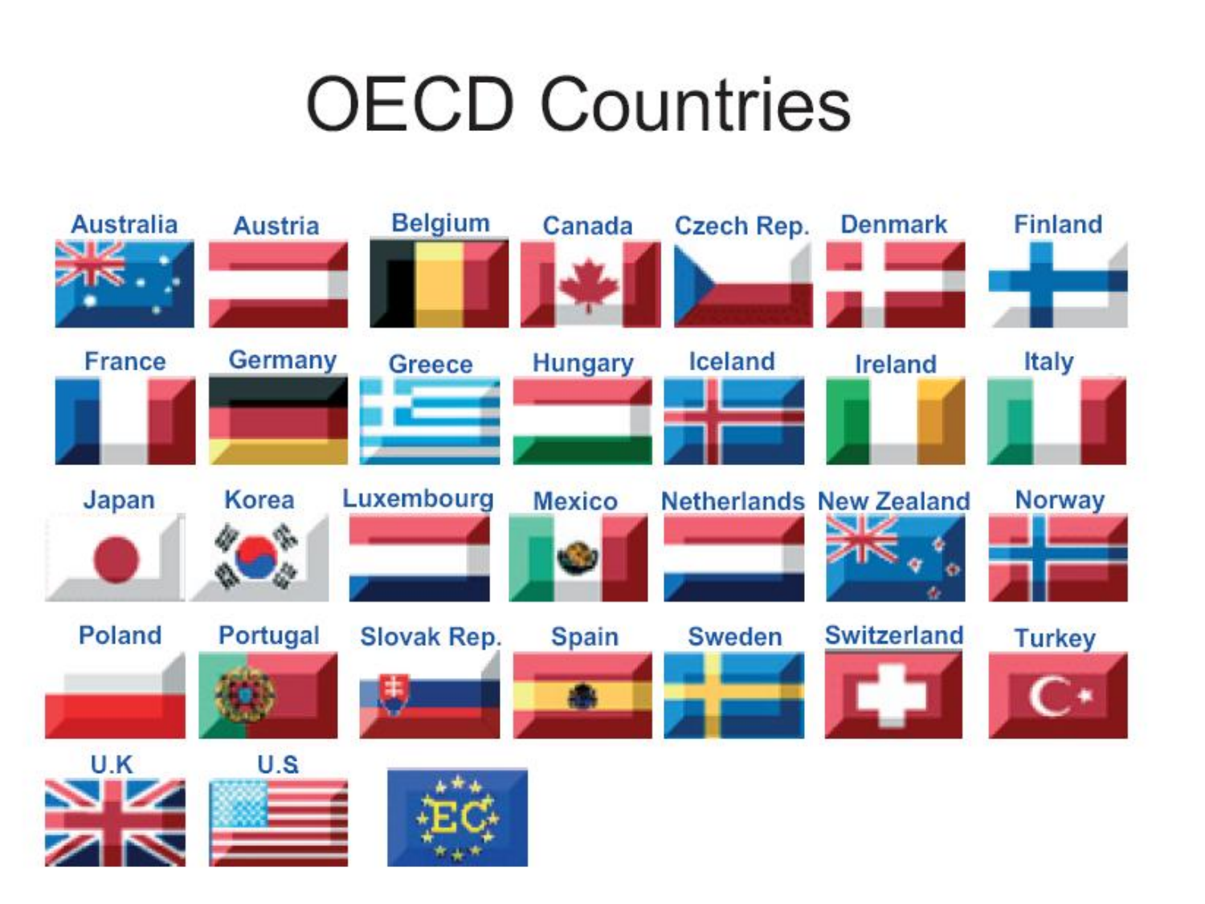# OECD Countries

| | | | | | | |
|---|---|---|---|---|---|---|
| Australia | Austria | Belgium | Canada | Czech Rep. | Denmark | Finland |
| France | Germany | Greece | Hungary | Iceland | Ireland | Italy |
| Japan | Korea | Luxembourg | Mexico | Netherlands | New Zealand | Norway |
| Poland | Portugal | Slovak Rep. | Spain | Sweden | Switzerland | Turkey |
| U.K | U.S | EC | | | | |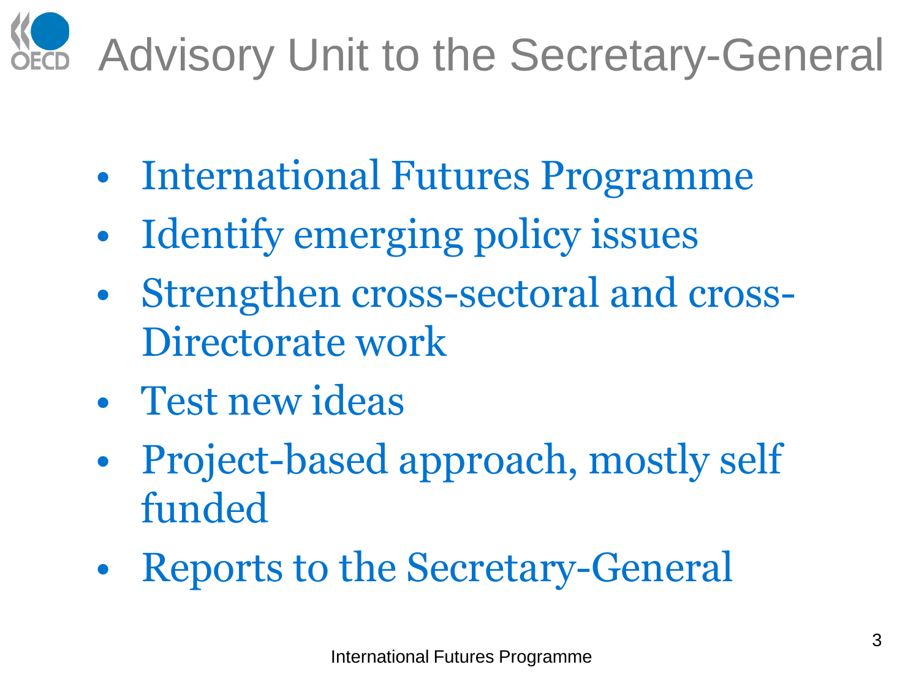# Advisory Unit to the Secretary-General

- International Futures Programme
- Identify emerging policy issues
- Strengthen cross-sectoral and cross-Directorate work
- Test new ideas
- Project-based approach, mostly self funded
- Reports to the Secretary-General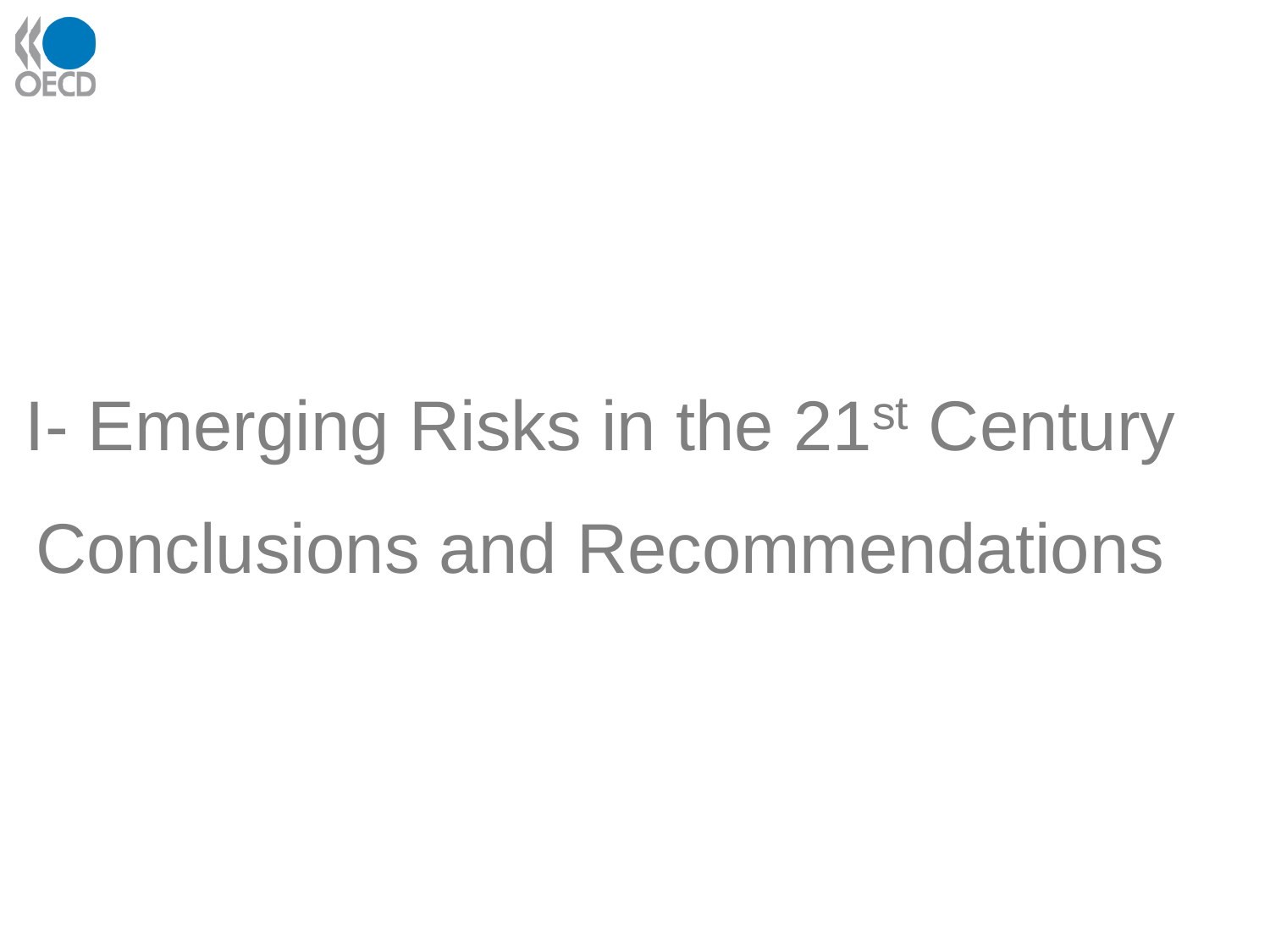# I- Emerging Risks in the $21^{st}$ Century

## Conclusions and Recommendations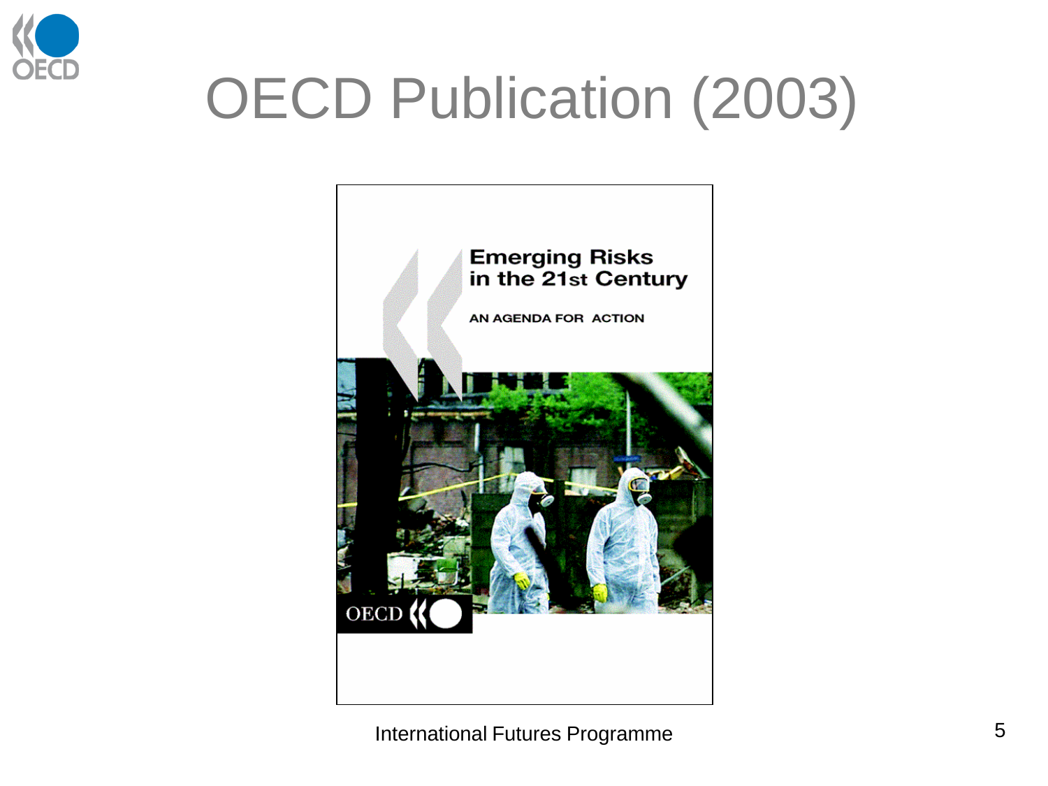# OECD Publication (2003)

Emerging Risks in the 21st Century

AN AGENDA FOR ACTION

OECD

International Futures Programme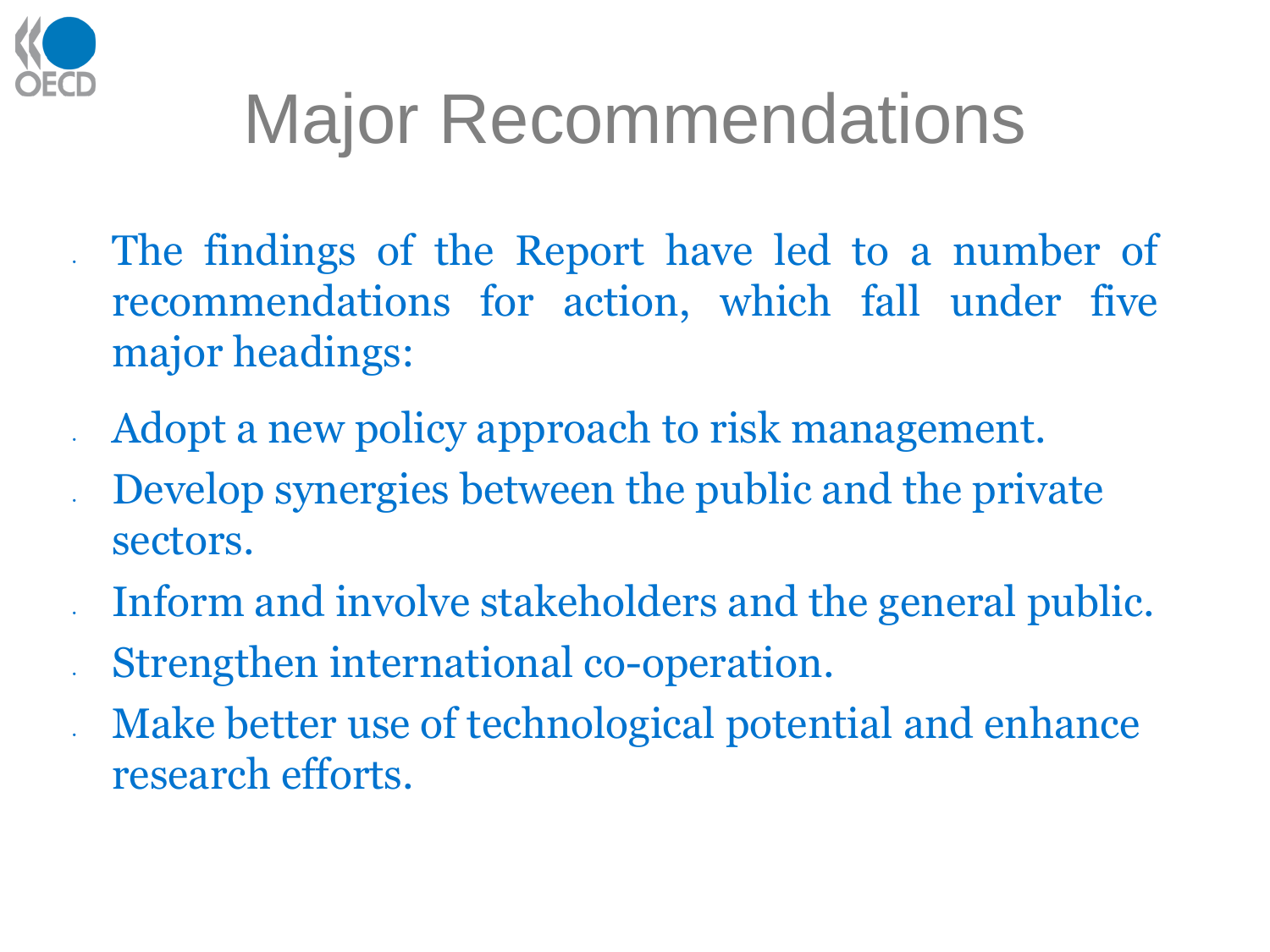# Major Recommendations

- The findings of the Report have led to a number of recommendations for action, which fall under five major headings:
- Adopt a new policy approach to risk management.
- Develop synergies between the public and the private sectors.
- Inform and involve stakeholders and the general public.
- Strengthen international co-operation.
- Make better use of technological potential and enhance research efforts.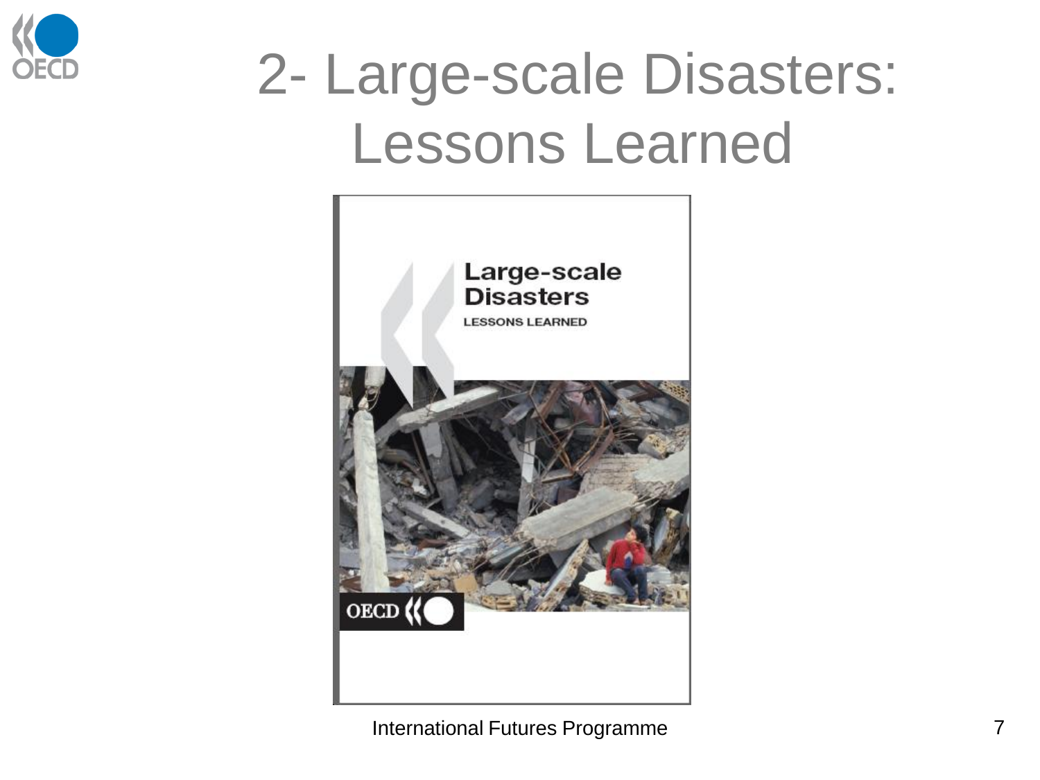# 2- Large-scale Disasters: Lessons Learned

Large-scale Disasters

LESSONS LEARNED

OECD

International Futures Programme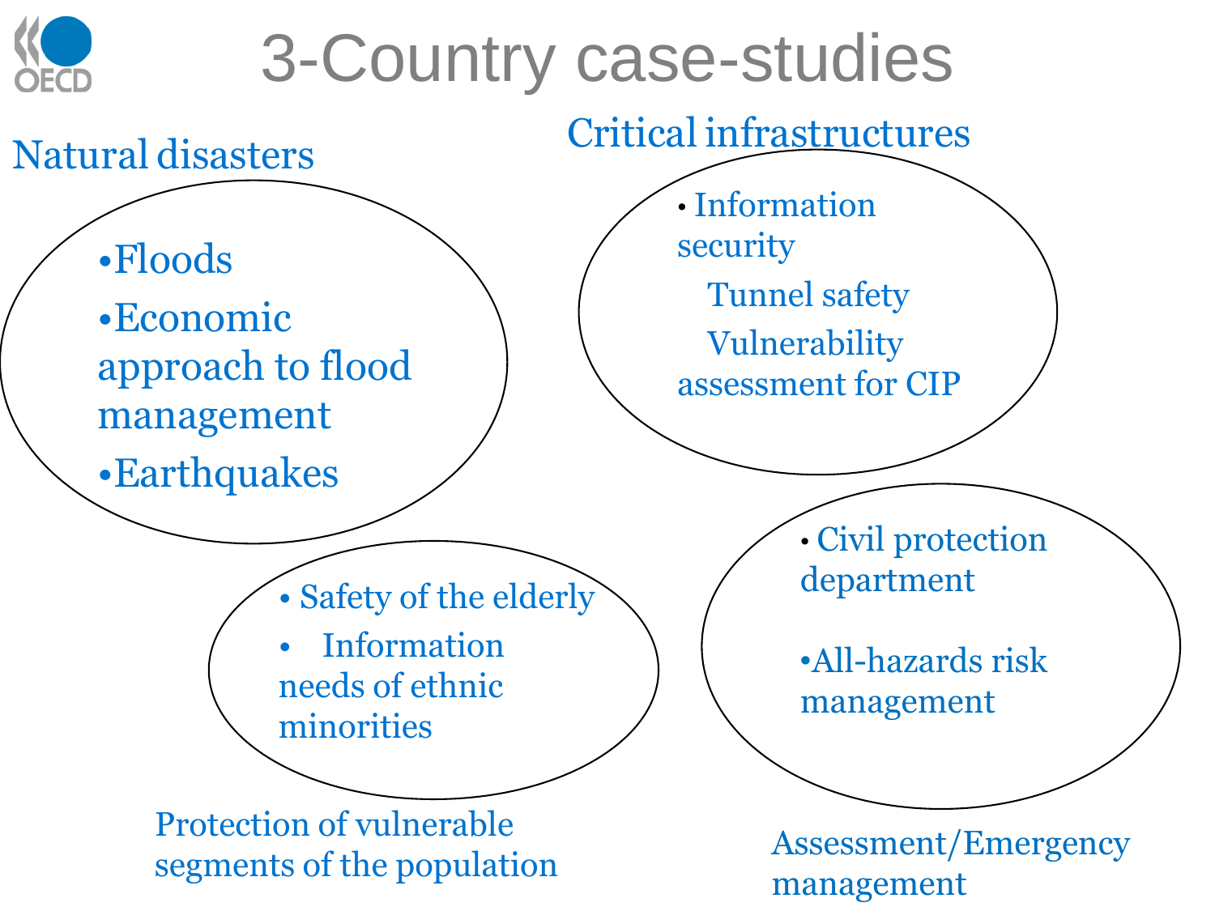# 3-Country case-studies

## Natural disasters

- Floods
- Economic approach to flood management
- Earthquakes

## Critical infrastructures

- Information security
- Tunnel safety
- Vulnerability assessment for CIP

## Protection of vulnerable segments of the population

- Safety of the elderly
- Information needs of ethnic minorities

## Assessment/Emergency management

- Civil protection department
- All-hazards risk management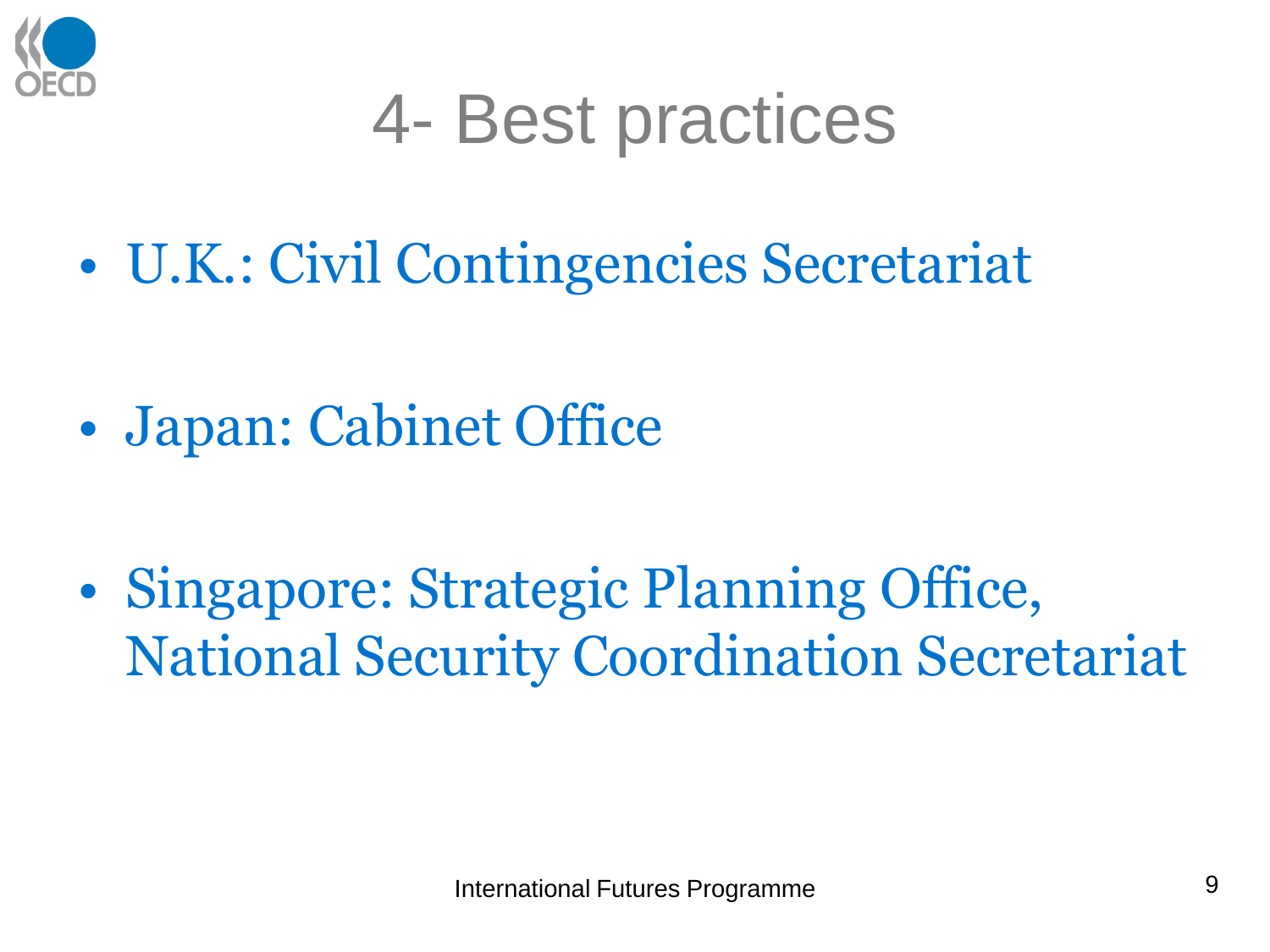# 4- Best practices

- U.K.: Civil Contingencies Secretariat
- Japan: Cabinet Office
- Singapore: Strategic Planning Office, National Security Coordination Secretariat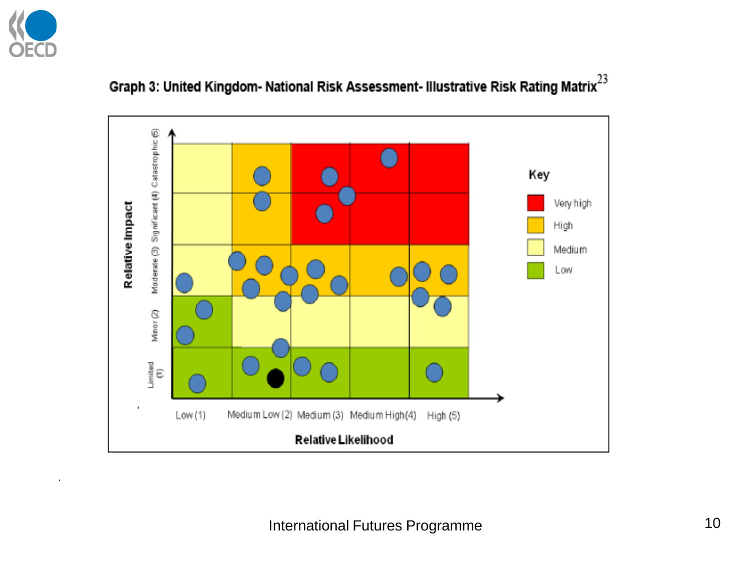**Graph 3: United Kingdom- National Risk Assessment- Illustrative Risk Rating Matrix**[23]

Relative Impact: Limited (1), Minor (2), Moderate (3), Significant (4), Catastrophic (5)

Relative Likelihood: Low (1), Medium Low (2), Medium (3), Medium High (4), High (5)

Key: Very high, High, Medium, Low

International Futures Programme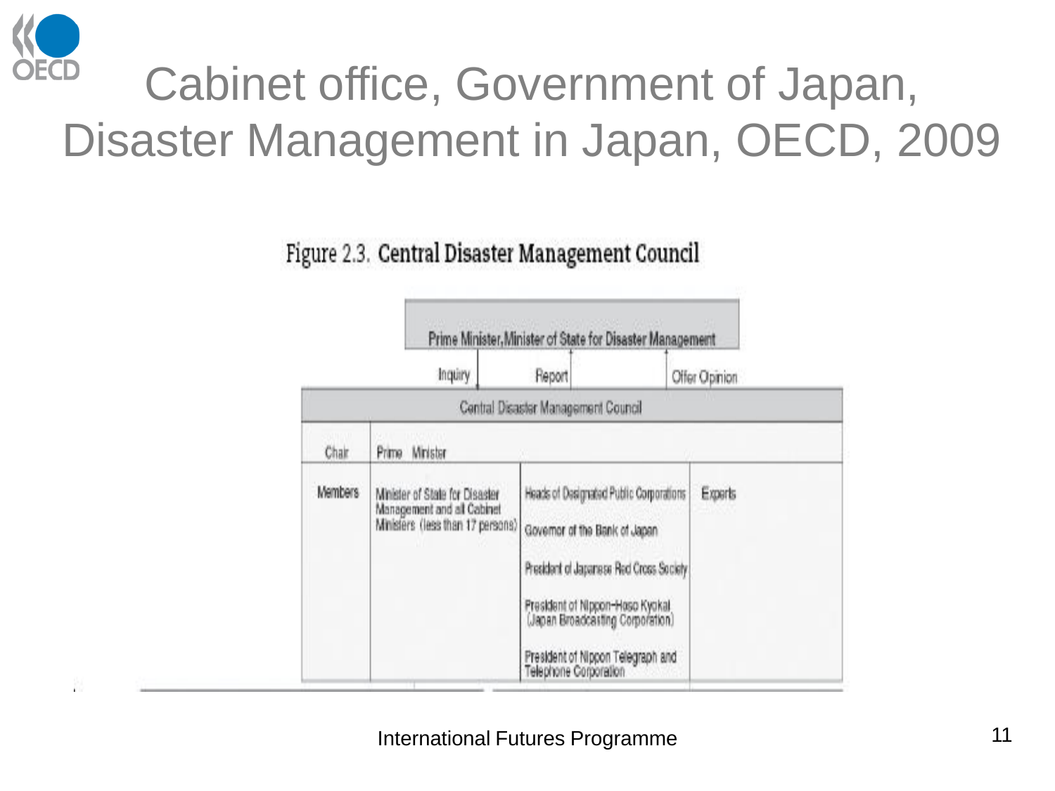# Cabinet office, Government of Japan, Disaster Management in Japan, OECD, 2009

Figure 2.3. **Central Disaster Management Council**

Prime Minister, Minister of State for Disaster Management

Inquiry | Report | Offer Opinion

| Central Disaster Management Council | | | |
|---|---|---|---|
| Chair | Prime Minister | | |
| Members | Minister of State for Disaster Management and all Cabinet Ministers (less than 17 persons) | Heads of Designated Public Corporations | Experts |
| | | Governor of the Bank of Japan | |
| | | President of Japanese Red Cross Society | |
| | | President of Nippon-Hoso Kyokai (Japan Broadcasting Corporation) | |
| | | President of Nippon Telegraph and Telephone Corporation | |

International Futures Programme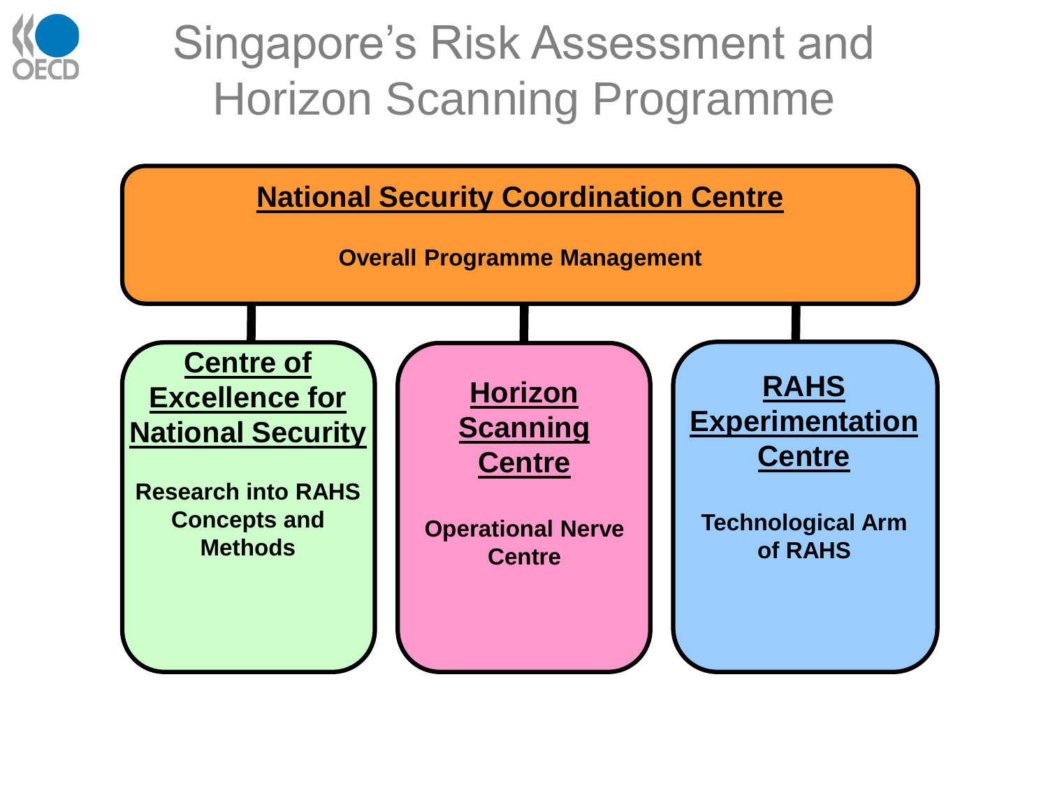# Singapore's Risk Assessment and Horizon Scanning Programme

**National Security Coordination Centre**

**Overall Programme Management**

- **Centre of Excellence for National Security**

  **Research into RAHS Concepts and Methods**

- **Horizon Scanning Centre**

  **Operational Nerve Centre**

- **RAHS Experimentation Centre**

  **Technological Arm of RAHS**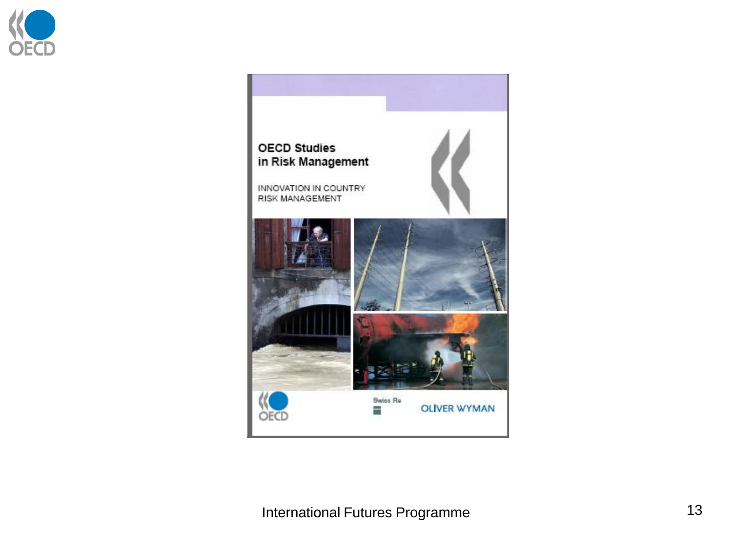OECD Studies in Risk Management

INNOVATION IN COUNTRY RISK MANAGEMENT

OECD

Swiss Re

OLIVER WYMAN

International Futures Programme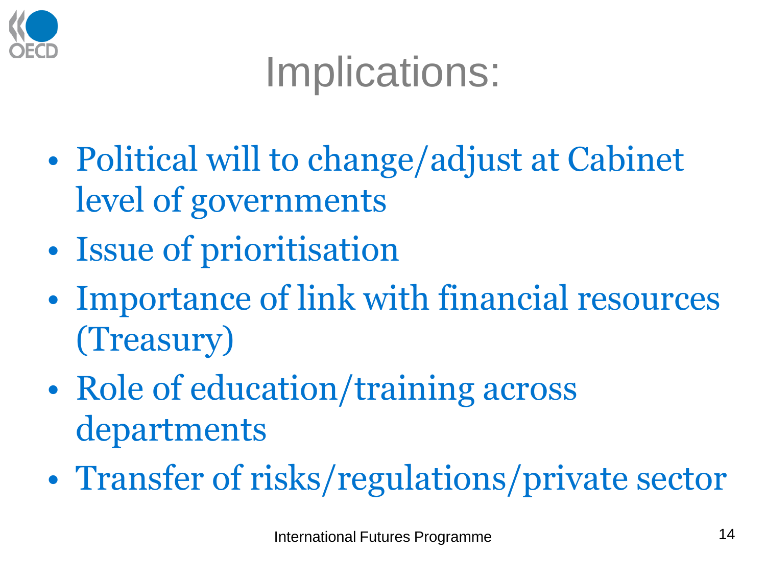# Implications:

- Political will to change/adjust at Cabinet level of governments
- Issue of prioritisation
- Importance of link with financial resources (Treasury)
- Role of education/training across departments
- Transfer of risks/regulations/private sector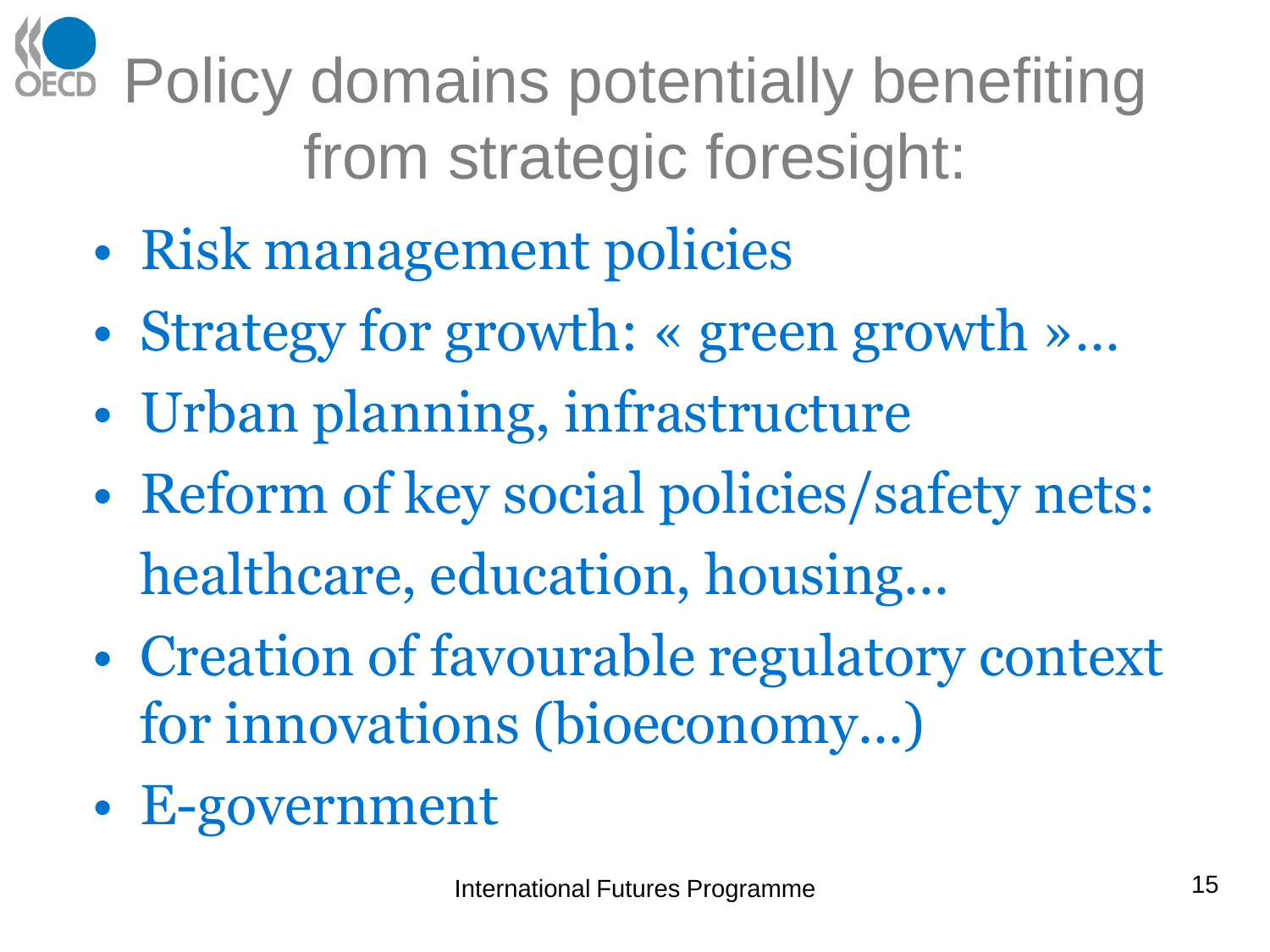# Policy domains potentially benefiting from strategic foresight:

- Risk management policies
- Strategy for growth: « green growth »…
- Urban planning, infrastructure
- Reform of key social policies/safety nets: healthcare, education, housing…
- Creation of favourable regulatory context for innovations (bioeconomy…)
- E-government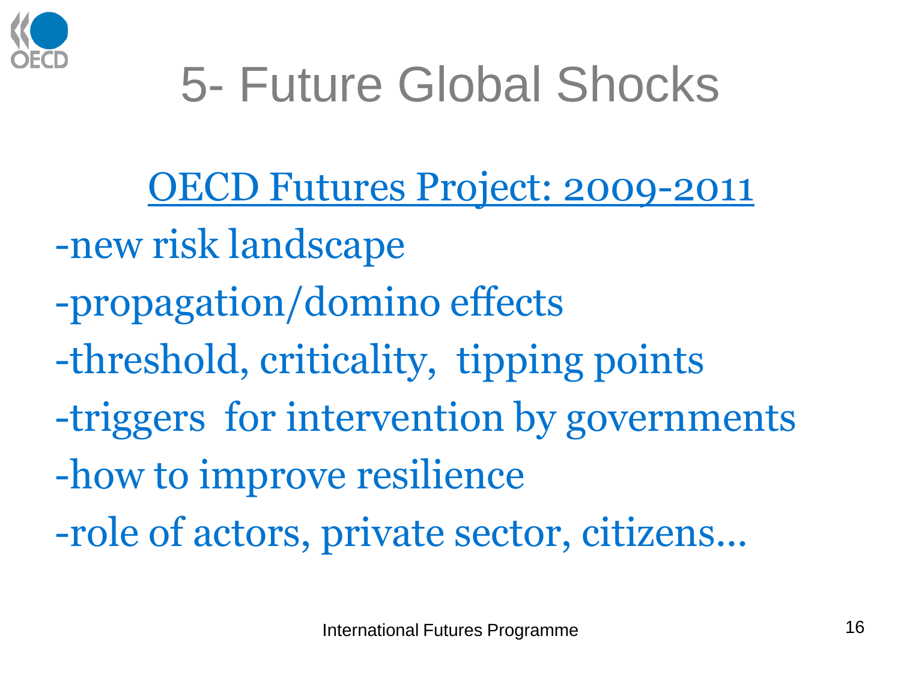# 5- Future Global Shocks

OECD Futures Project: 2009-2011

-new risk landscape

-propagation/domino effects

-threshold, criticality, tipping points

-triggers for intervention by governments

-how to improve resilience

-role of actors, private sector, citizens…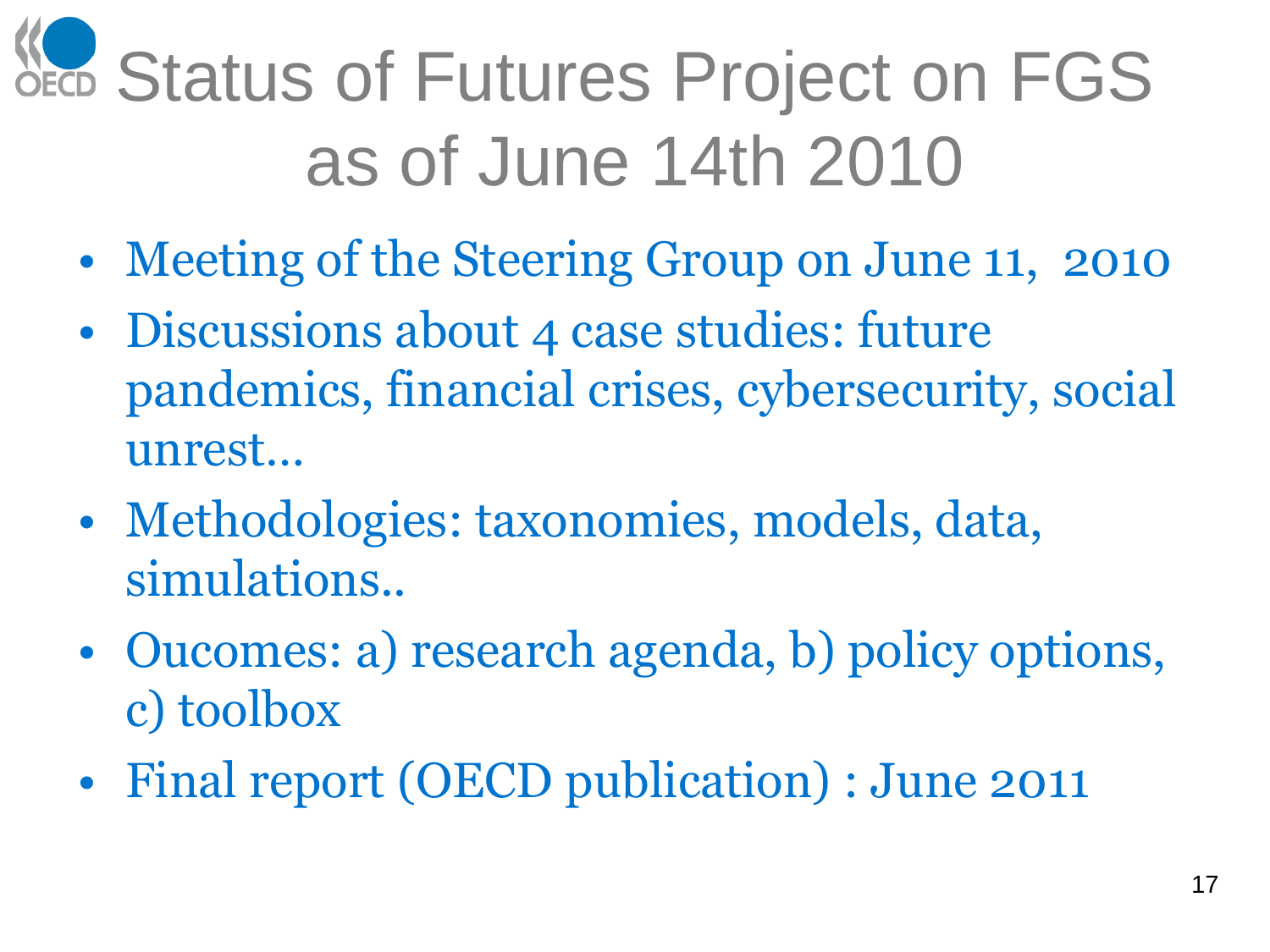# Status of Futures Project on FGS as of June 14th 2010

- Meeting of the Steering Group on June 11, 2010
- Discussions about 4 case studies: future pandemics, financial crises, cybersecurity, social unrest…
- Methodologies: taxonomies, models, data, simulations..
- Oucomes: a) research agenda, b) policy options, c) toolbox
- Final report (OECD publication) : June 2011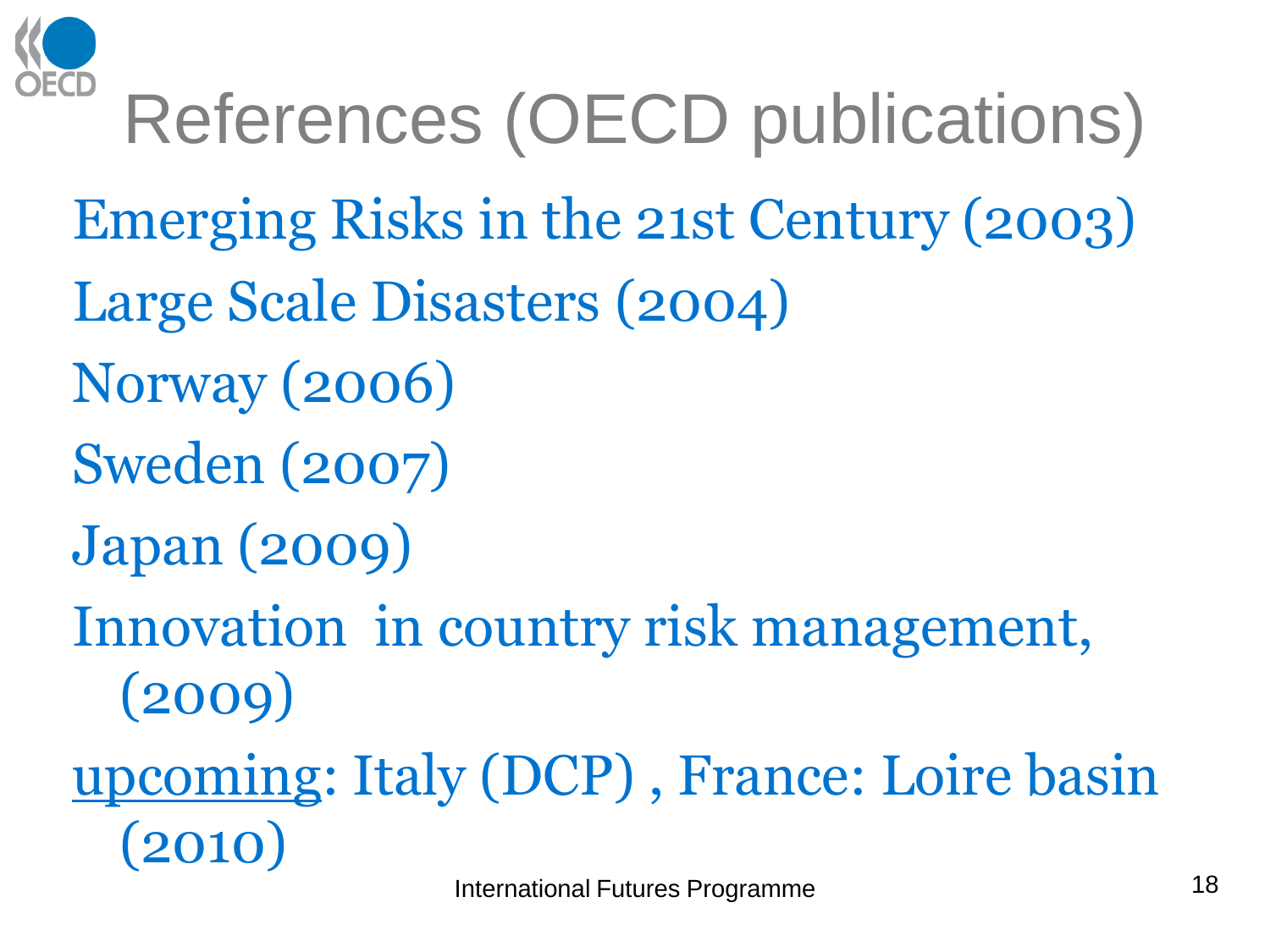# References (OECD publications)

Emerging Risks in the 21st Century (2003)

Large Scale Disasters (2004)

Norway (2006)

Sweden (2007)

Japan (2009)

Innovation in country risk management, (2009)

upcoming: Italy (DCP) , France: Loire basin (2010)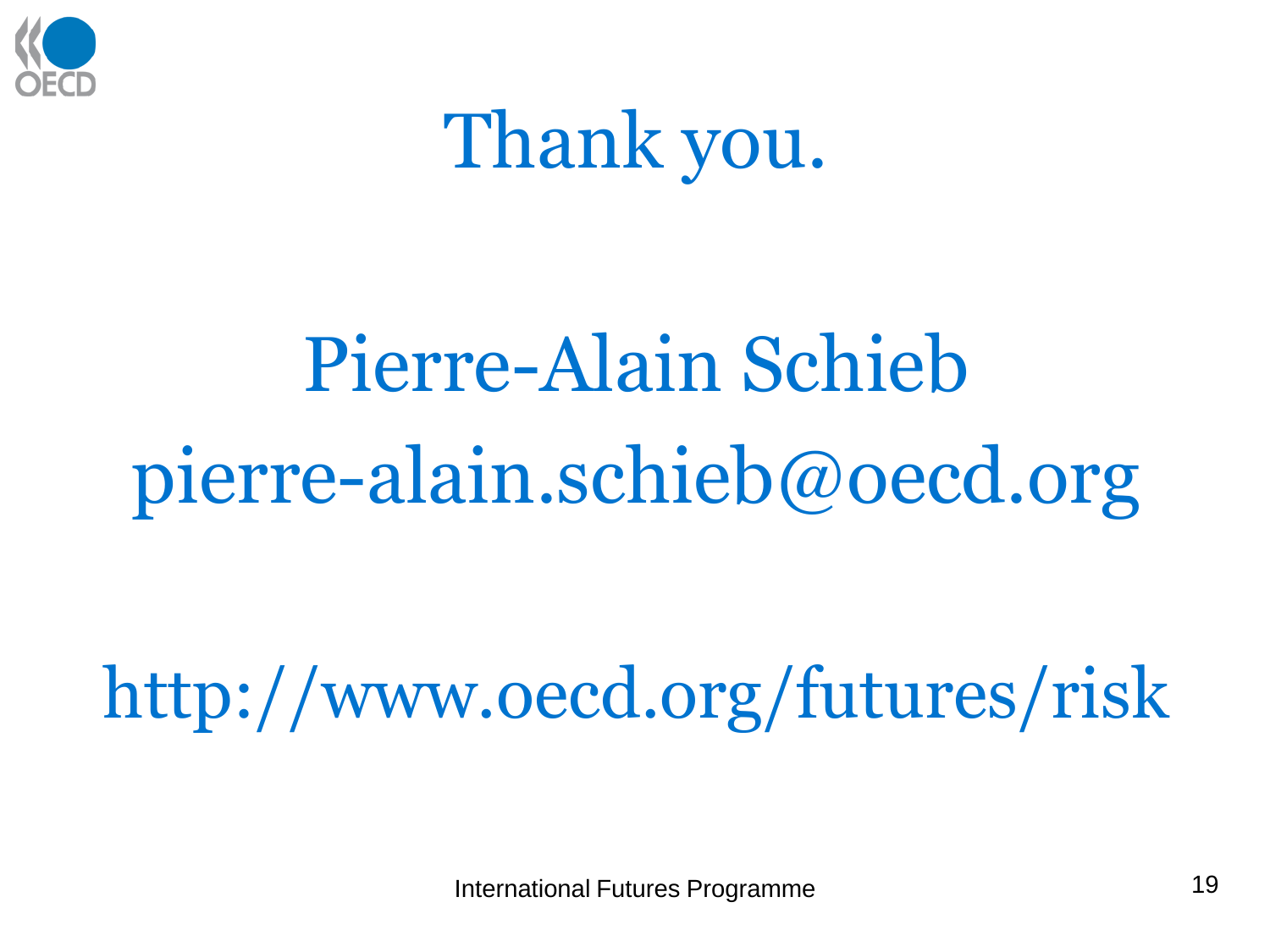# Thank you.

Pierre-Alain Schieb
pierre-alain.schieb@oecd.org

http://www.oecd.org/futures/risk